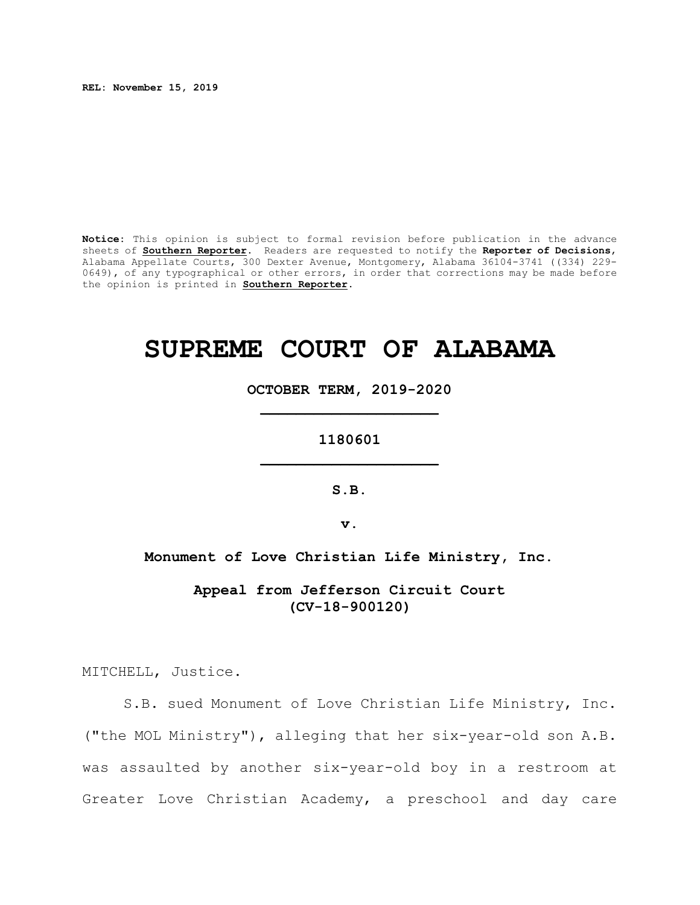**REL: November 15, 2019**

**Notice**: This opinion is subject to formal revision before publication in the advance sheets of **Southern Reporter**. Readers are requested to notify the **Reporter of Decisions**, Alabama Appellate Courts, 300 Dexter Avenue, Montgomery, Alabama 36104-3741 ((334) 229-0649), of any typographical or other errors, in order that corrections may be made before the opinion is printed in **Southern Reporter**.

# SUPREME COURT OF ALABAMA

**OCTOBER TERM, 2019-2020**

**1180601**

**S.B.**

**v.**

**Monument of Love Christian Life Ministry, Inc.**

**Appeal from Jefferson Circuit Court (CV-18-900120)**

MITCHELL, Justice.

S.B. sued Monument of Love Christian Life Ministry, Inc. ("the MOL Ministry"), alleging that her six-year-old son A.B. was assaulted by another six-year-old boy in a restroom at Greater Love Christian Academy, a preschool and day care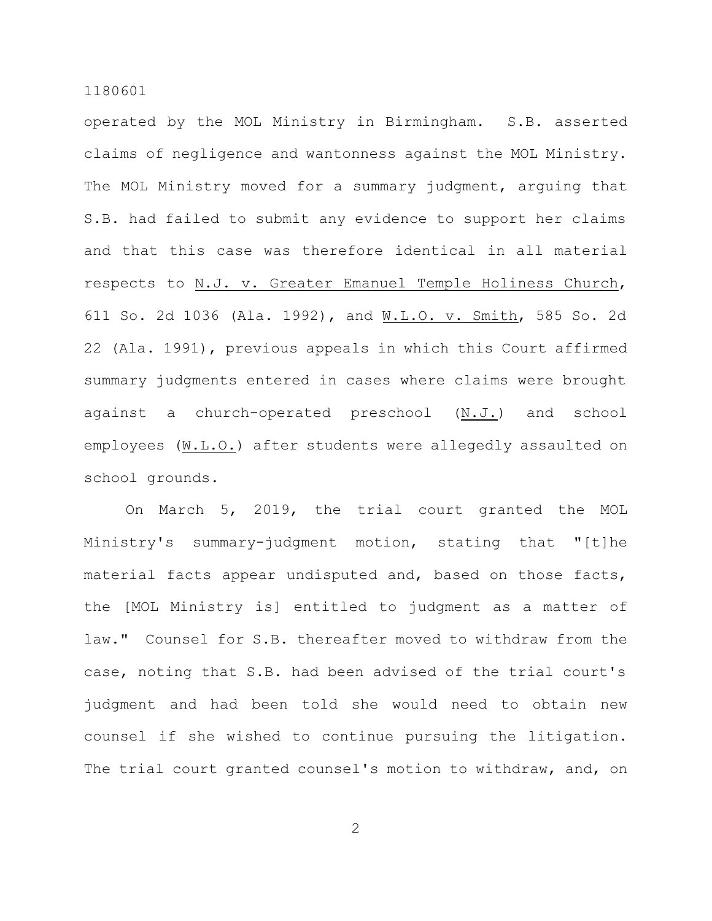operated by the MOL Ministry in Birmingham. S.B. asserted claims of negligence and wantonness against the MOL Ministry. The MOL Ministry moved for a summary judgment, arguing that S.B. had failed to submit any evidence to support her claims and that this case was therefore identical in all material respects to N.J. v. Greater Emanuel Temple Holiness Church, 611 So. 2d 1036 (Ala. 1992), and W.L.O. v. Smith, 585 So. 2d 22 (Ala. 1991), previous appeals in which this Court affirmed summary judgments entered in cases where claims were brought against a church-operated preschool (N.J.) and school employees (W.L.O.) after students were allegedly assaulted on school grounds.

On March 5, 2019, the trial court granted the MOL Ministry's summary-judgment motion, stating that "[t]he material facts appear undisputed and, based on those facts, the [MOL Ministry is] entitled to judgment as a matter of law." Counsel for S.B. thereafter moved to withdraw from the case, noting that S.B. had been advised of the trial court's judgment and had been told she would need to obtain new counsel if she wished to continue pursuing the litigation. The trial court granted counsel's motion to withdraw, and, on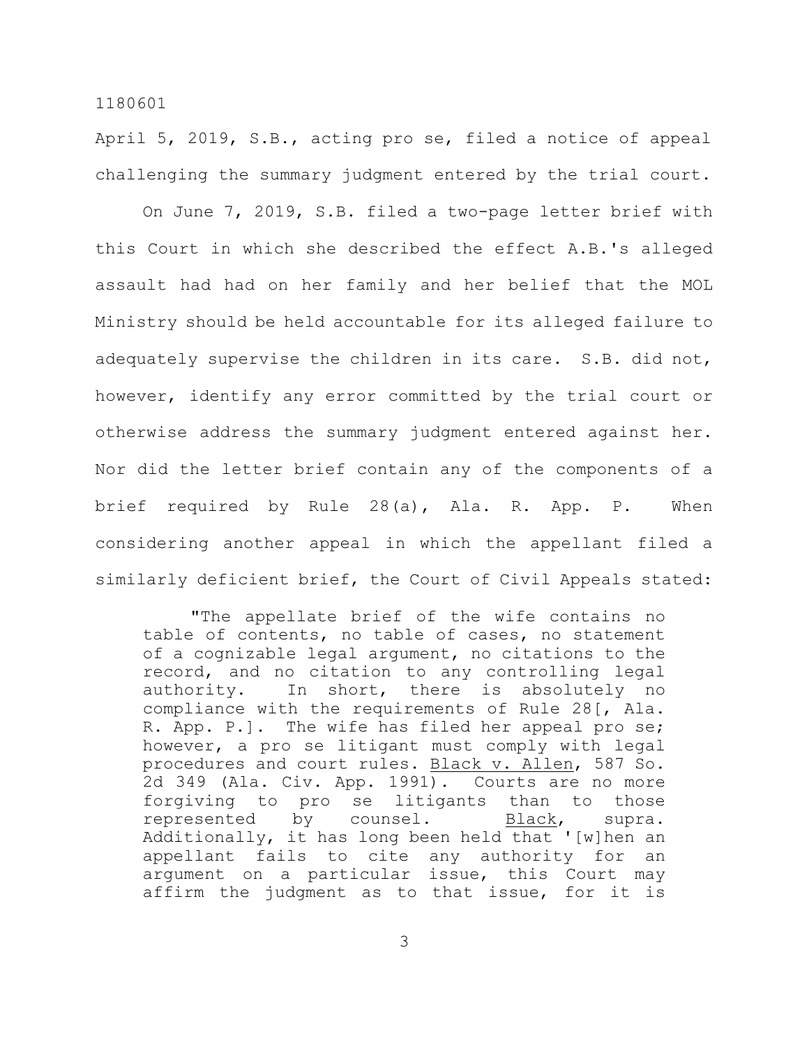April 5, 2019, S.B., acting pro se, filed a notice of appeal challenging the summary judgment entered by the trial court.

On June 7, 2019, S.B. filed a two-page letter brief with this Court in which she described the effect A.B.'s alleged assault had had on her family and her belief that the MOL Ministry should be held accountable for its alleged failure to adequately supervise the children in its care. S.B. did not, however, identify any error committed by the trial court or otherwise address the summary judgment entered against her. Nor did the letter brief contain any of the components of a brief required by Rule 28(a), Ala. R. App. P. When considering another appeal in which the appellant filed a similarly deficient brief, the Court of Civil Appeals stated:

> "The appellate brief of the wife contains no table of contents, no table of cases, no statement of a cognizable legal argument, no citations to the record, and no citation to any controlling legal authority. In short, there is absolutely no compliance with the requirements of Rule 28[, Ala. R. App. P.]. The wife has filed her appeal pro se; however, a pro se litigant must comply with legal procedures and court rules. Black v. Allen, 587 So. 2d 349 (Ala. Civ. App. 1991). Courts are no more forgiving to pro se litigants than to those represented by counsel. Black, supra. Additionally, it has long been held that '[w]hen an appellant fails to cite any authority for an argument on a particular issue, this Court may affirm the judgment as to that issue, for it is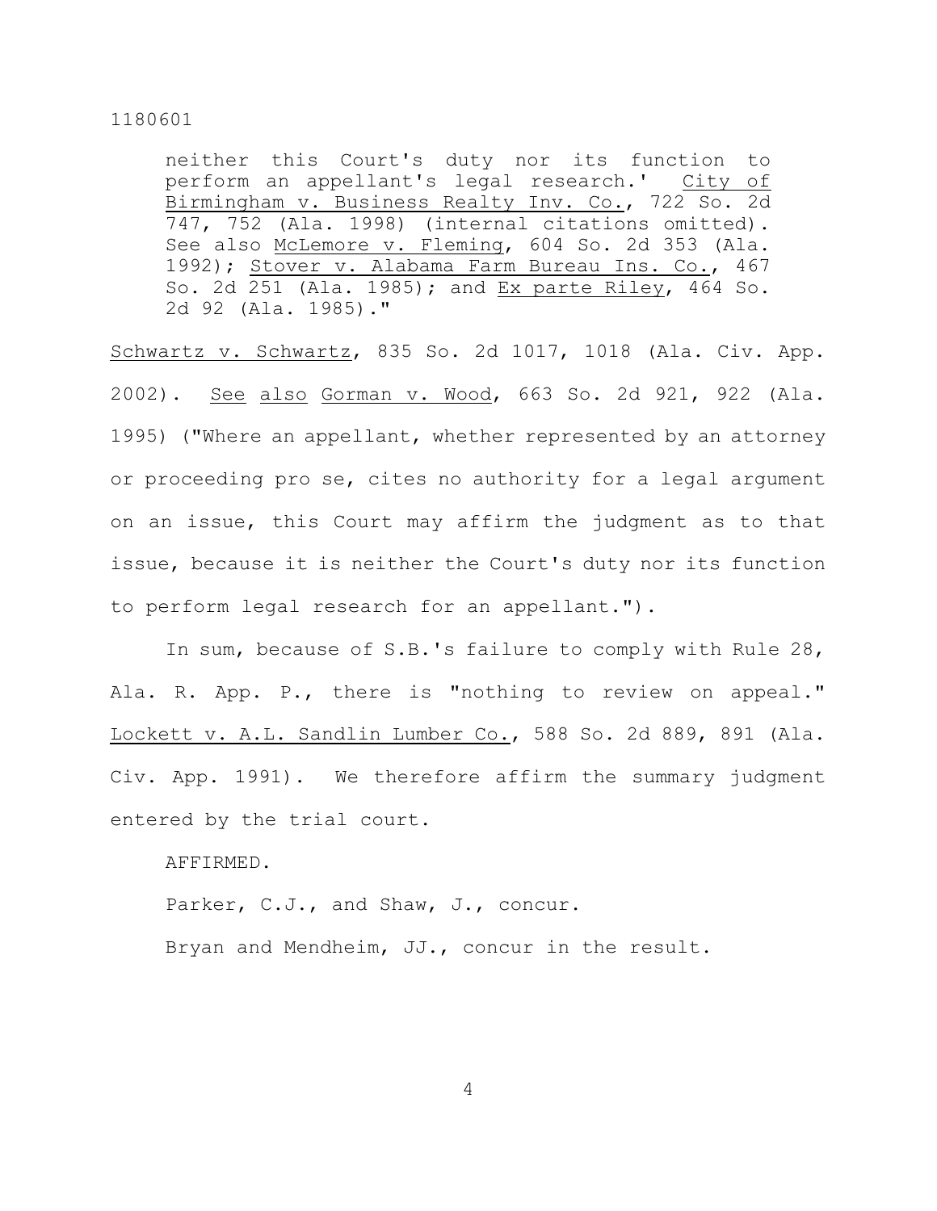neither this Court's duty nor its function to perform an appellant's legal research.' City of Birmingham v. Business Realty Inv. Co., 722 So. 2d 747, 752 (Ala. 1998) (internal citations omitted). See also McLemore v. Fleming, 604 So. 2d 353 (Ala. 1992); Stover v. Alabama Farm Bureau Ins. Co., 467 So. 2d 251 (Ala. 1985); and Ex parte Riley, 464 So. 2d 92 (Ala. 1985)."

Schwartz v. Schwartz, 835 So. 2d 1017, 1018 (Ala. Civ. App. 2002). See also Gorman v. Wood, 663 So. 2d 921, 922 (Ala. 1995) ("Where an appellant, whether represented by an attorney or proceeding pro se, cites no authority for a legal argument on an issue, this Court may affirm the judgment as to that issue, because it is neither the Court's duty nor its function to perform legal research for an appellant.").

In sum, because of S.B.'s failure to comply with Rule 28, Ala. R. App. P., there is "nothing to review on appeal." Lockett v. A.L. Sandlin Lumber Co., 588 So. 2d 889, 891 (Ala. Civ. App. 1991). We therefore affirm the summary judgment entered by the trial court.

AFFIRMED.

Parker, C.J., and Shaw, J., concur.

Bryan and Mendheim, JJ., concur in the result.